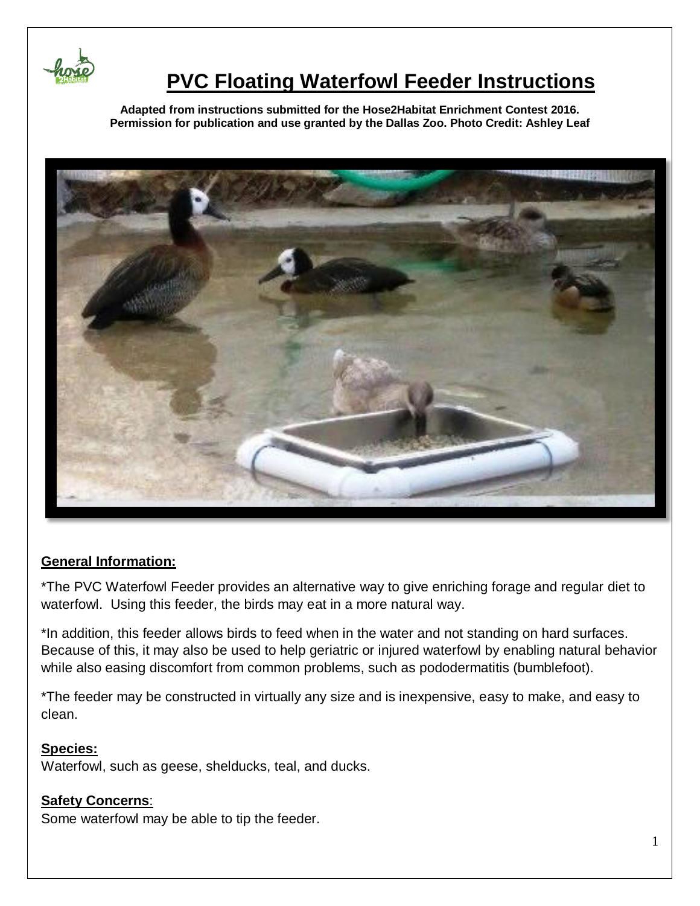# PVC Floating Waterfowl Feeder Instructions

**Adapted from instructions submitted for the Hose2Habitat Enrichment Contest 2016. Permission for publication and use granted by the Dallas Zoo. Photo Credit: Ashley Leaf**

## General Information:

*The PVC Waterfowl Feeder provides an alternative way to give enriching forage and regular diet to waterfowl. Using this feeder, the birds may eat in a more natural way.

*In addition, this feeder allows birds to feed when in the water and not standing on hard surfaces. Because of this, it may also be used to help geriatric or injured waterfowl by enabling natural behavior while also easing discomfort from common problems, such as pododermatitis (bumblefoot).

*The feeder may be constructed in virtually any size and is inexpensive, easy to make, and easy to clean.

## Species:

Waterfowl, such as geese, shelducks, teal, and ducks.

## Safety Concerns:

Some waterfowl may be able to tip the feeder.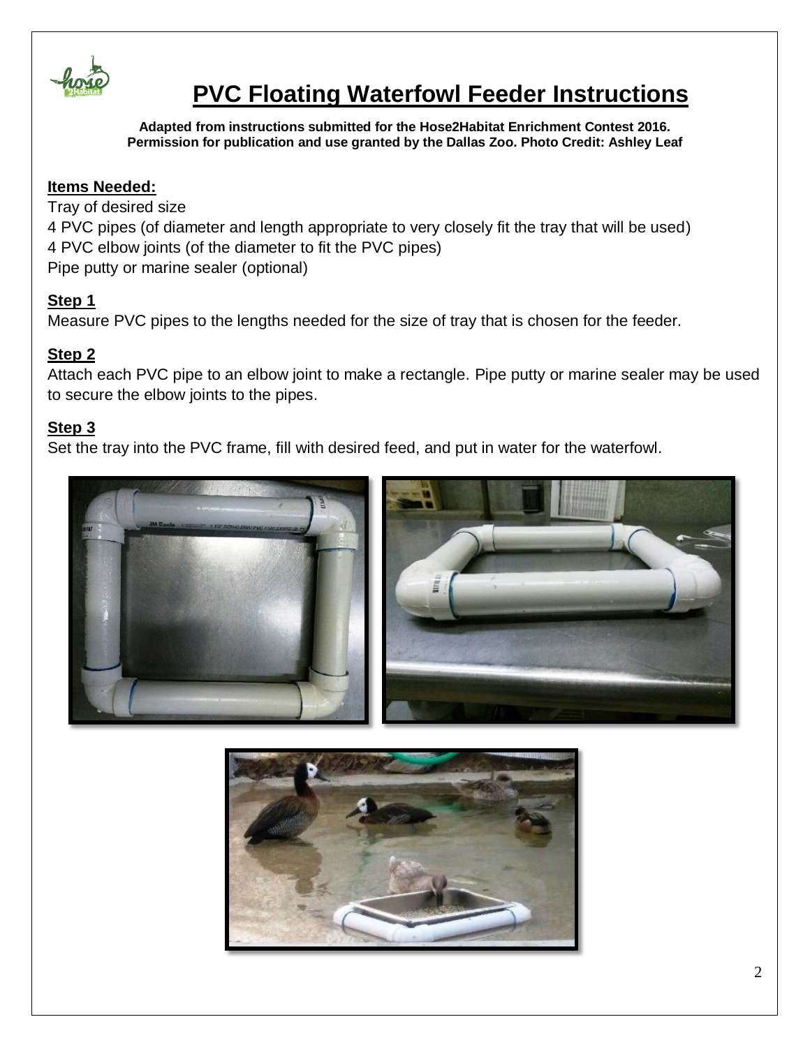# PVC Floating Waterfowl Feeder Instructions

**Adapted from instructions submitted for the Hose2Habitat Enrichment Contest 2016. Permission for publication and use granted by the Dallas Zoo. Photo Credit: Ashley Leaf**

## Items Needed:

Tray of desired size
4 PVC pipes (of diameter and length appropriate to very closely fit the tray that will be used)
4 PVC elbow joints (of the diameter to fit the PVC pipes)
Pipe putty or marine sealer (optional)

## Step 1

Measure PVC pipes to the lengths needed for the size of tray that is chosen for the feeder.

## Step 2

Attach each PVC pipe to an elbow joint to make a rectangle. Pipe putty or marine sealer may be used to secure the elbow joints to the pipes.

## Step 3

Set the tray into the PVC frame, fill with desired feed, and put in water for the waterfowl.